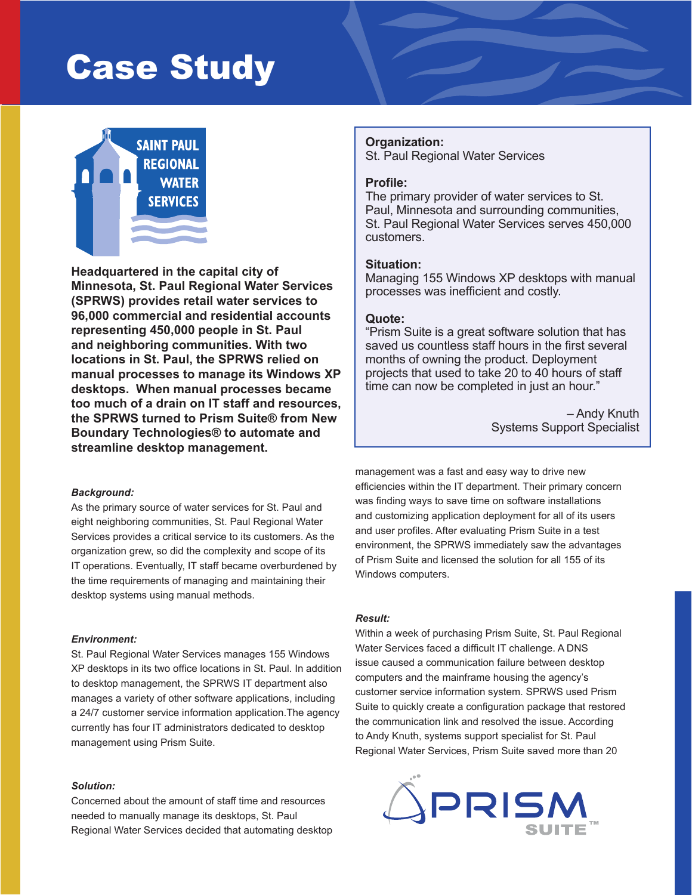# Case Study

**Headquartered in the capital city of Minnesota, St. Paul Regional Water Services (SPRWS) provides retail water services to 96,000 commercial and residential accounts representing 450,000 people in St. Paul and neighboring communities. With two locations in St. Paul, the SPRWS relied on manual processes to manage its Windows XP desktops. When manual processes became too much of a drain on IT staff and resources, the SPRWS turned to Prism Suite® from New Boundary Technologies® to automate and streamline desktop management.**

**Organization:**
St. Paul Regional Water Services

**Profile:**
The primary provider of water services to St. Paul, Minnesota and surrounding communities, St. Paul Regional Water Services serves 450,000 customers.

**Situation:**
Managing 155 Windows XP desktops with manual processes was inefficient and costly.

**Quote:**
"Prism Suite is a great software solution that has saved us countless staff hours in the first several months of owning the product. Deployment projects that used to take 20 to 40 hours of staff time can now be completed in just an hour."

– Andy Knuth
Systems Support Specialist

***Background:***

As the primary source of water services for St. Paul and eight neighboring communities, St. Paul Regional Water Services provides a critical service to its customers. As the organization grew, so did the complexity and scope of its IT operations. Eventually, IT staff became overburdened by the time requirements of managing and maintaining their desktop systems using manual methods.

***Environment:***

St. Paul Regional Water Services manages 155 Windows XP desktops in its two office locations in St. Paul. In addition to desktop management, the SPRWS IT department also manages a variety of other software applications, including a 24/7 customer service information application.The agency currently has four IT administrators dedicated to desktop management using Prism Suite.

***Solution:***

Concerned about the amount of staff time and resources needed to manually manage its desktops, St. Paul Regional Water Services decided that automating desktop management was a fast and easy way to drive new efficiencies within the IT department. Their primary concern was finding ways to save time on software installations and customizing application deployment for all of its users and user profiles. After evaluating Prism Suite in a test environment, the SPRWS immediately saw the advantages of Prism Suite and licensed the solution for all 155 of its Windows computers.

***Result:***

Within a week of purchasing Prism Suite, St. Paul Regional Water Services faced a difficult IT challenge. A DNS issue caused a communication failure between desktop computers and the mainframe housing the agency's customer service information system. SPRWS used Prism Suite to quickly create a configuration package that restored the communication link and resolved the issue. According to Andy Knuth, systems support specialist for St. Paul Regional Water Services, Prism Suite saved more than 20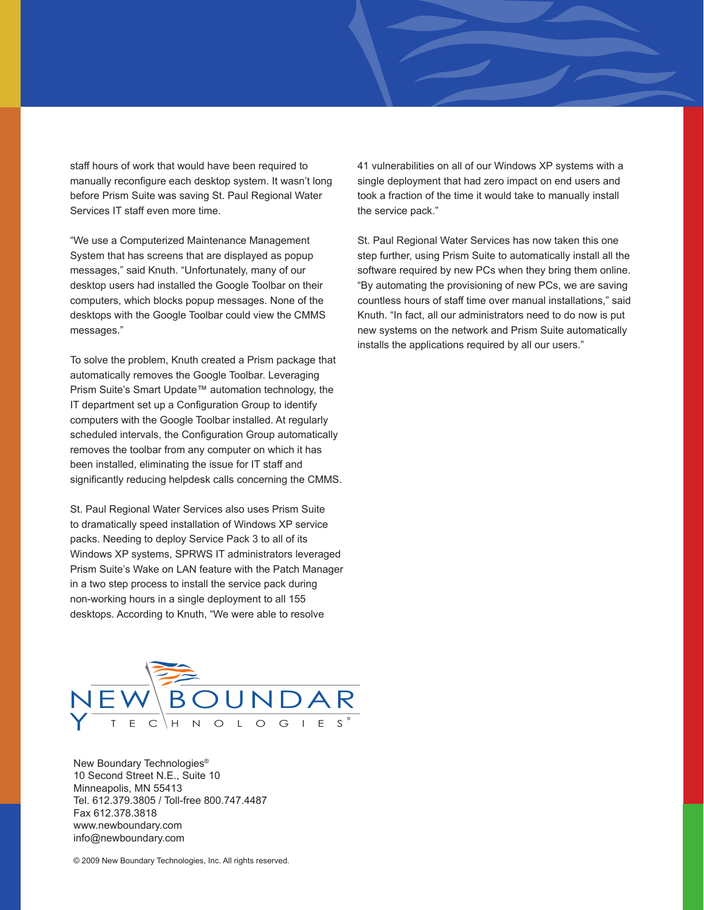staff hours of work that would have been required to manually reconfigure each desktop system. It wasn't long before Prism Suite was saving St. Paul Regional Water Services IT staff even more time.

"We use a Computerized Maintenance Management System that has screens that are displayed as popup messages," said Knuth. "Unfortunately, many of our desktop users had installed the Google Toolbar on their computers, which blocks popup messages. None of the desktops with the Google Toolbar could view the CMMS messages."

To solve the problem, Knuth created a Prism package that automatically removes the Google Toolbar. Leveraging Prism Suite's Smart Update™ automation technology, the IT department set up a Configuration Group to identify computers with the Google Toolbar installed. At regularly scheduled intervals, the Configuration Group automatically removes the toolbar from any computer on which it has been installed, eliminating the issue for IT staff and significantly reducing helpdesk calls concerning the CMMS.

St. Paul Regional Water Services also uses Prism Suite to dramatically speed installation of Windows XP service packs. Needing to deploy Service Pack 3 to all of its Windows XP systems, SPRWS IT administrators leveraged Prism Suite's Wake on LAN feature with the Patch Manager in a two step process to install the service pack during non-working hours in a single deployment to all 155 desktops. According to Knuth, "We were able to resolve 41 vulnerabilities on all of our Windows XP systems with a single deployment that had zero impact on end users and took a fraction of the time it would take to manually install the service pack."

St. Paul Regional Water Services has now taken this one step further, using Prism Suite to automatically install all the software required by new PCs when they bring them online. "By automating the provisioning of new PCs, we are saving countless hours of staff time over manual installations," said Knuth. "In fact, all our administrators need to do now is put new systems on the network and Prism Suite automatically installs the applications required by all our users."

NEW BOUNDARY TECHNOLOGIES®

New Boundary Technologies®
10 Second Street N.E., Suite 10
Minneapolis, MN 55413
Tel. 612.379.3805 / Toll-free 800.747.4487
Fax 612.378.3818
www.newboundary.com
info@newboundary.com

© 2009 New Boundary Technologies, Inc. All rights reserved.